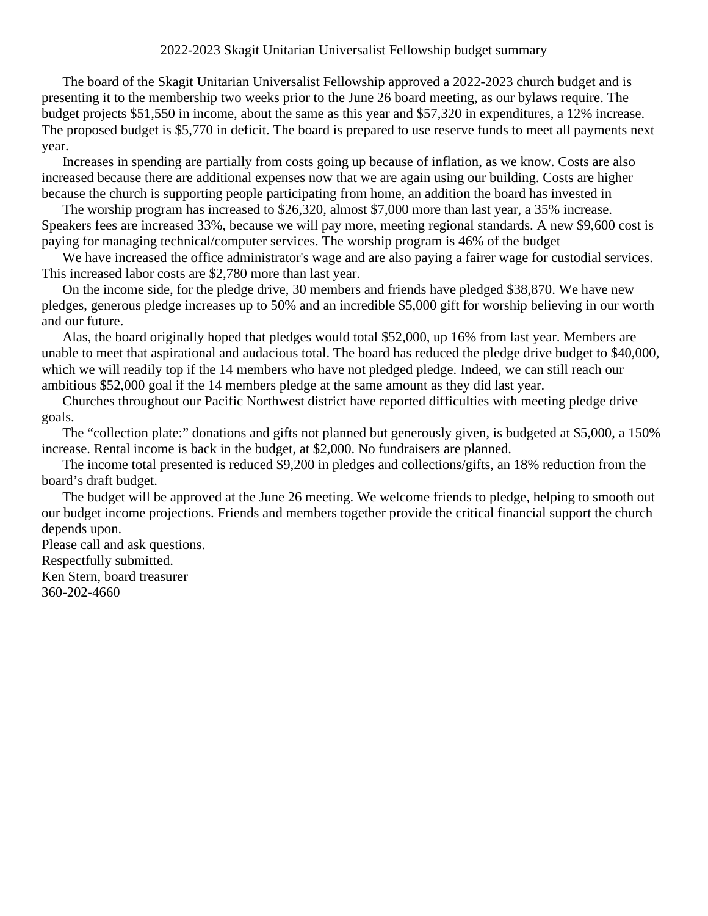# 2022-2023 Skagit Unitarian Universalist Fellowship budget summary

The board of the Skagit Unitarian Universalist Fellowship approved a 2022-2023 church budget and is presenting it to the membership two weeks prior to the June 26 board meeting, as our bylaws require. The budget projects $51,550 in income, about the same as this year and $57,320 in expenditures, a 12% increase. The proposed budget is $5,770 in deficit. The board is prepared to use reserve funds to meet all payments next year.

Increases in spending are partially from costs going up because of inflation, as we know. Costs are also increased because there are additional expenses now that we are again using our building. Costs are higher because the church is supporting people participating from home, an addition the board has invested in

The worship program has increased to $26,320, almost $7,000 more than last year, a 35% increase. Speakers fees are increased 33%, because we will pay more, meeting regional standards. A new $9,600 cost is paying for managing technical/computer services. The worship program is 46% of the budget

We have increased the office administrator's wage and are also paying a fairer wage for custodial services. This increased labor costs are $2,780 more than last year.

On the income side, for the pledge drive, 30 members and friends have pledged $38,870. We have new pledges, generous pledge increases up to 50% and an incredible $5,000 gift for worship believing in our worth and our future.

Alas, the board originally hoped that pledges would total $52,000, up 16% from last year. Members are unable to meet that aspirational and audacious total. The board has reduced the pledge drive budget to $40,000, which we will readily top if the 14 members who have not pledged pledge. Indeed, we can still reach our ambitious $52,000 goal if the 14 members pledge at the same amount as they did last year.

Churches throughout our Pacific Northwest district have reported difficulties with meeting pledge drive goals.

The "collection plate:" donations and gifts not planned but generously given, is budgeted at $5,000, a 150% increase. Rental income is back in the budget, at $2,000. No fundraisers are planned.

The income total presented is reduced $9,200 in pledges and collections/gifts, an 18% reduction from the board's draft budget.

The budget will be approved at the June 26 meeting. We welcome friends to pledge, helping to smooth out our budget income projections. Friends and members together provide the critical financial support the church depends upon.

Please call and ask questions.
Respectfully submitted.
Ken Stern, board treasurer
360-202-4660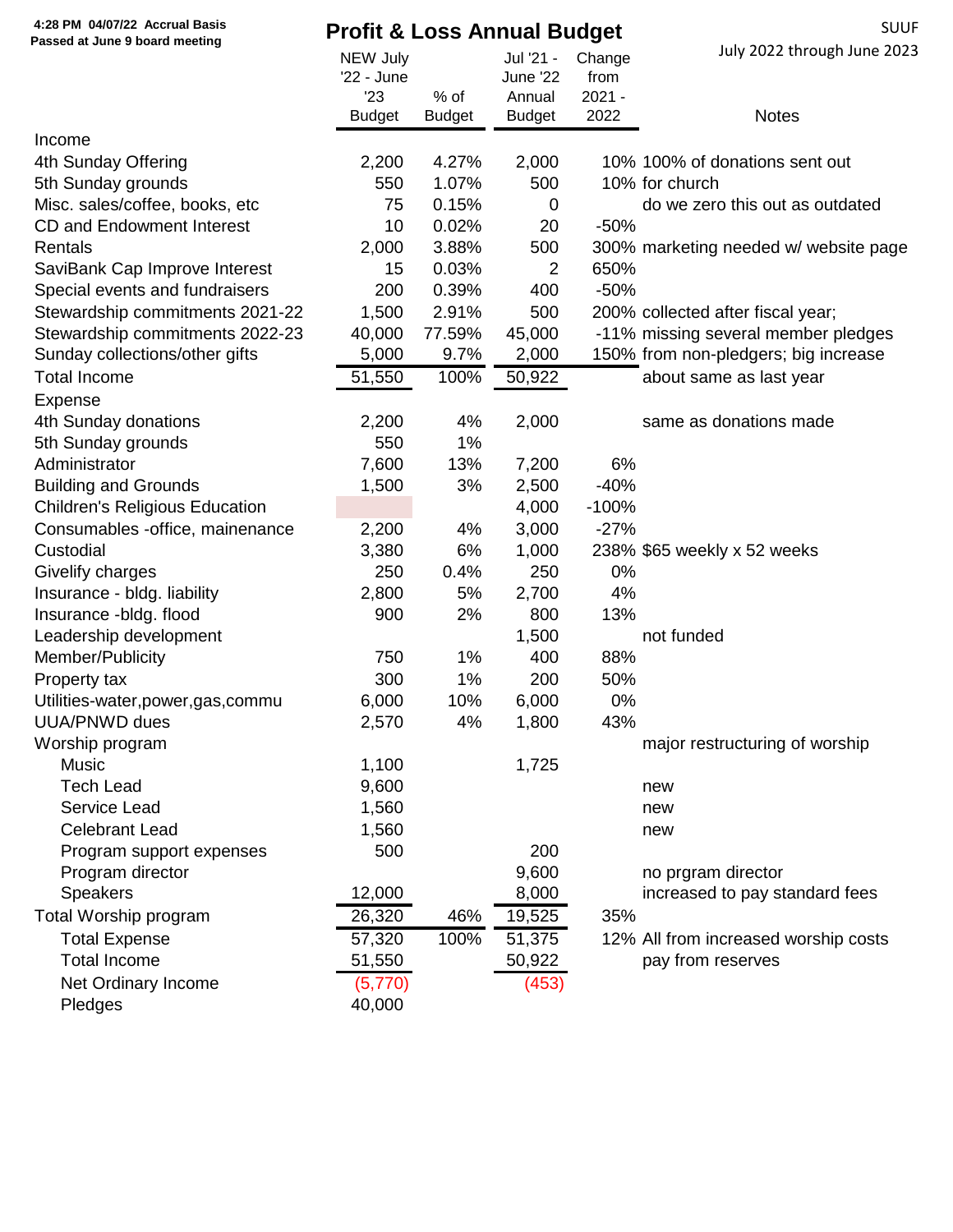**4:28 PM 04/07/22 Accrual Basis**
**Passed at June 9 board meeting**

# Profit & Loss Annual Budget

SUUF
July 2022 through June 2023

| | NEW July '22 - June '23 Budget | % of Budget | Jul '21 - June '22 Annual Budget | Change from 2021 - 2022 | Notes |
|---|---|---|---|---|---|
| Income | | | | | |
| 4th Sunday Offering | 2,200 | 4.27% | 2,000 | 10% | 100% of donations sent out |
| 5th Sunday grounds | 550 | 1.07% | 500 | 10% | for church |
| Misc. sales/coffee, books, etc | 75 | 0.15% | 0 | | do we zero this out as outdated |
| CD and Endowment Interest | 10 | 0.02% | 20 | -50% | |
| Rentals | 2,000 | 3.88% | 500 | 300% | marketing needed w/ website page |
| SaviBank Cap Improve Interest | 15 | 0.03% | 2 | 650% | |
| Special events and fundraisers | 200 | 0.39% | 400 | -50% | |
| Stewardship commitments 2021-22 | 1,500 | 2.91% | 500 | 200% | collected after fiscal year; |
| Stewardship commitments 2022-23 | 40,000 | 77.59% | 45,000 | -11% | missing several member pledges |
| Sunday collections/other gifts | 5,000 | 9.7% | 2,000 | 150% | from non-pledgers; big increase |
| Total Income | 51,550 | 100% | 50,922 | | about same as last year |
| Expense | | | | | |
| 4th Sunday donations | 2,200 | 4% | 2,000 | | same as donations made |
| 5th Sunday grounds | 550 | 1% | | | |
| Administrator | 7,600 | 13% | 7,200 | 6% | |
| Building and Grounds | 1,500 | 3% | 2,500 | -40% | |
| Children's Religious Education | | | 4,000 | -100% | |
| Consumables -office, mainenance | 2,200 | 4% | 3,000 | -27% | |
| Custodial | 3,380 | 6% | 1,000 | 238% | $65 weekly x 52 weeks |
| Givelify charges | 250 | 0.4% | 250 | 0% | |
| Insurance - bldg. liability | 2,800 | 5% | 2,700 | 4% | |
| Insurance -bldg. flood | 900 | 2% | 800 | 13% | |
| Leadership development | | | 1,500 | | not funded |
| Member/Publicity | 750 | 1% | 400 | 88% | |
| Property tax | 300 | 1% | 200 | 50% | |
| Utilities-water,power,gas,commu | 6,000 | 10% | 6,000 | 0% | |
| UUA/PNWD dues | 2,570 | 4% | 1,800 | 43% | |
| Worship program | | | | | major restructuring of worship |
| Music | 1,100 | | 1,725 | | |
| Tech Lead | 9,600 | | | | new |
| Service Lead | 1,560 | | | | new |
| Celebrant Lead | 1,560 | | | | new |
| Program support expenses | 500 | | 200 | | |
| Program director | | | 9,600 | | no prgram director |
| Speakers | 12,000 | | 8,000 | | increased to pay standard fees |
| Total Worship program | 26,320 | 46% | 19,525 | 35% | |
| Total Expense | 57,320 | 100% | 51,375 | 12% | All from increased worship costs |
| Total Income | 51,550 | | 50,922 | | pay from reserves |
| Net Ordinary Income | (5,770) | | (453) | | |
| Pledges | 40,000 | | | | |